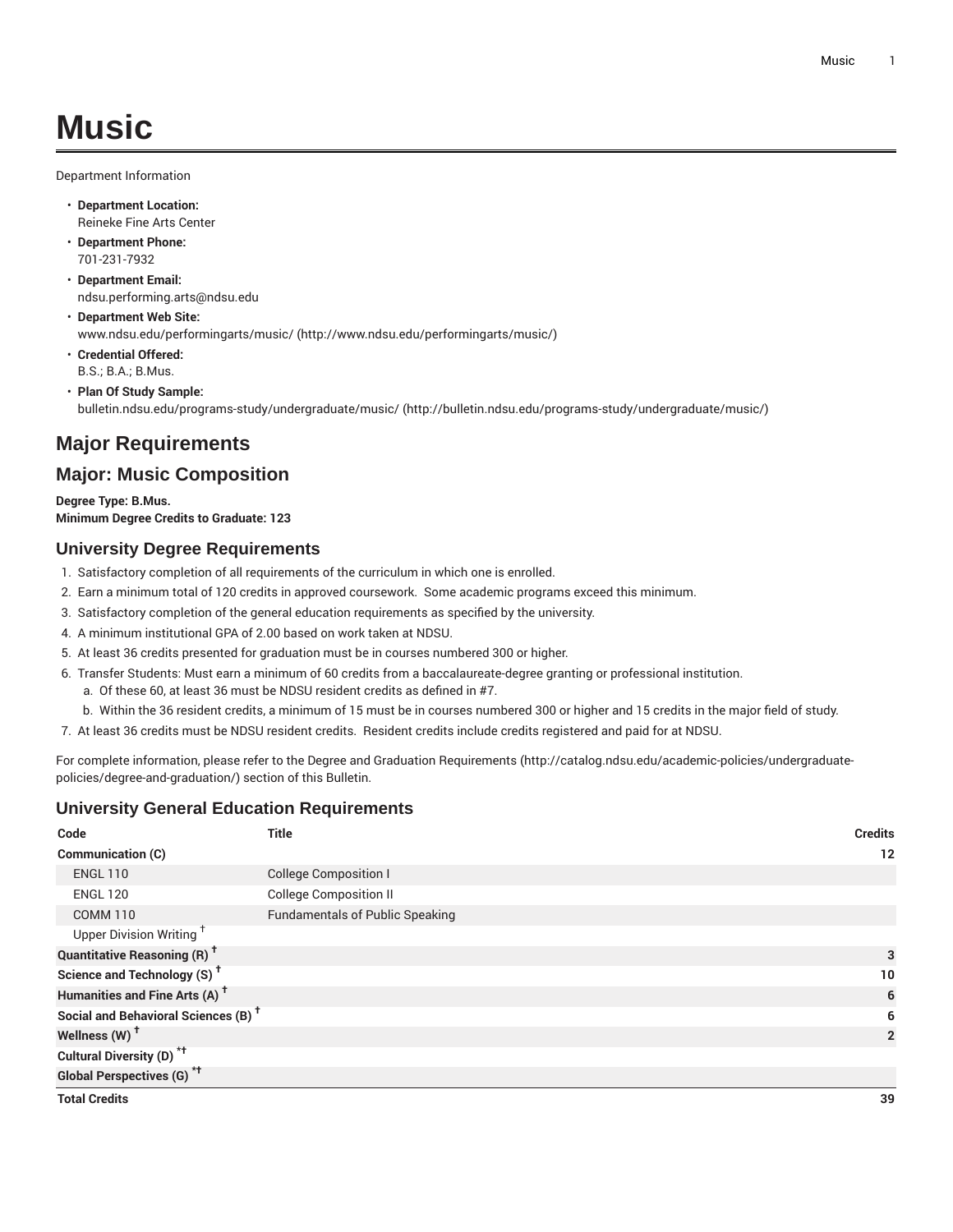# Music

Department Information

- **Department Location:**
  Reineke Fine Arts Center
- **Department Phone:**
  701-231-7932
- **Department Email:**
  ndsu.performing.arts@ndsu.edu
- **Department Web Site:**
  www.ndsu.edu/performingarts/music/ (http://www.ndsu.edu/performingarts/music/)
- **Credential Offered:**
  B.S.; B.A.; B.Mus.
- **Plan Of Study Sample:**
  bulletin.ndsu.edu/programs-study/undergraduate/music/ (http://bulletin.ndsu.edu/programs-study/undergraduate/music/)

## Major Requirements

## Major: Music Composition

**Degree Type: B.Mus.**
**Minimum Degree Credits to Graduate: 123**

### University Degree Requirements

1. Satisfactory completion of all requirements of the curriculum in which one is enrolled.
2. Earn a minimum total of 120 credits in approved coursework. Some academic programs exceed this minimum.
3. Satisfactory completion of the general education requirements as specified by the university.
4. A minimum institutional GPA of 2.00 based on work taken at NDSU.
5. At least 36 credits presented for graduation must be in courses numbered 300 or higher.
6. Transfer Students: Must earn a minimum of 60 credits from a baccalaureate-degree granting or professional institution.
   a. Of these 60, at least 36 must be NDSU resident credits as defined in #7.
   b. Within the 36 resident credits, a minimum of 15 must be in courses numbered 300 or higher and 15 credits in the major field of study.
7. At least 36 credits must be NDSU resident credits. Resident credits include credits registered and paid for at NDSU.

For complete information, please refer to the Degree and Graduation Requirements (http://catalog.ndsu.edu/academic-policies/undergraduate-policies/degree-and-graduation/) section of this Bulletin.

### University General Education Requirements

| Code | Title | Credits |
|---|---|---|
| **Communication (C)** | | **12** |
| ENGL 110 | College Composition I | |
| ENGL 120 | College Composition II | |
| COMM 110 | Fundamentals of Public Speaking | |
| Upper Division Writing † | | |
| **Quantitative Reasoning (R) †** | | **3** |
| **Science and Technology (S) †** | | **10** |
| **Humanities and Fine Arts (A) †** | | **6** |
| **Social and Behavioral Sciences (B) †** | | **6** |
| **Wellness (W) †** | | **2** |
| **Cultural Diversity (D) *†** | | |
| **Global Perspectives (G) *†** | | |
| **Total Credits** | | **39** |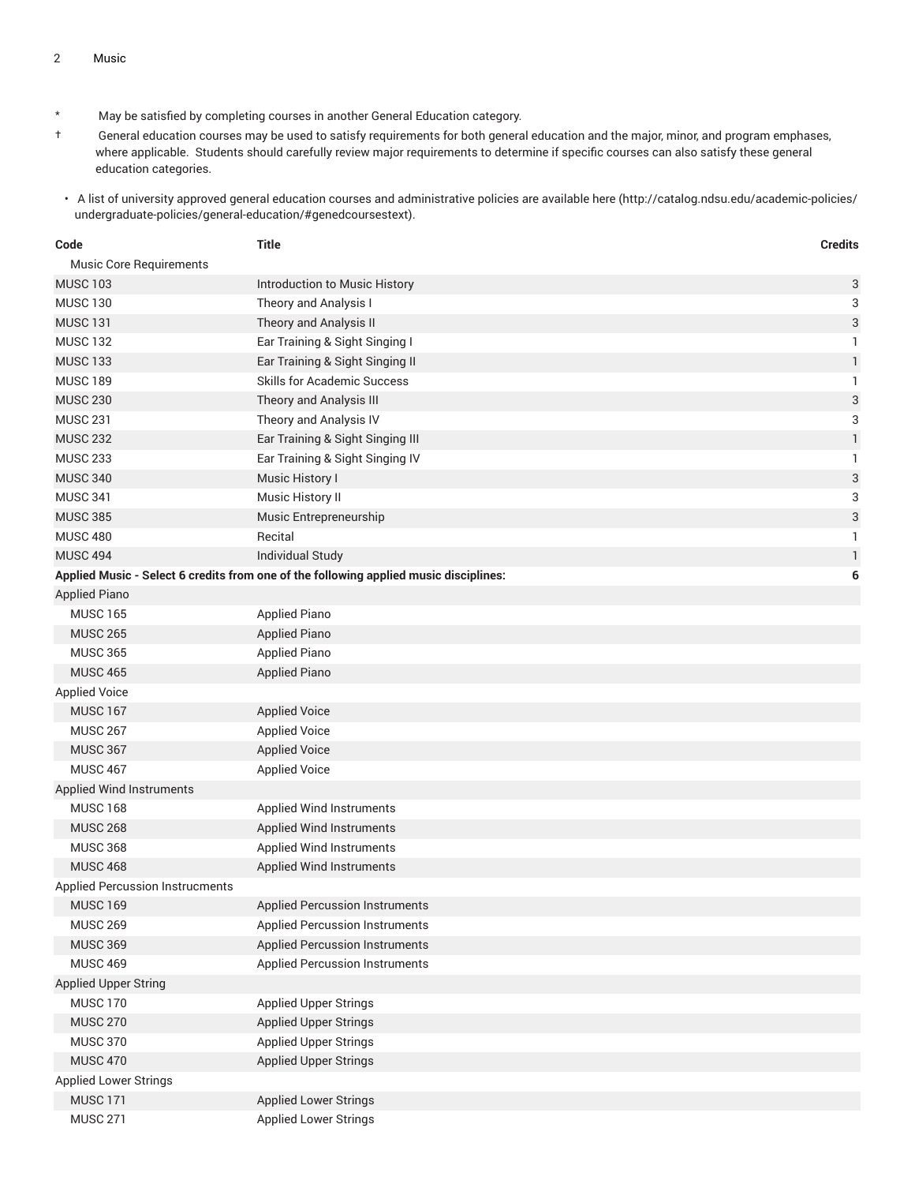- \* May be satisfied by completing courses in another General Education category.
- † General education courses may be used to satisfy requirements for both general education and the major, minor, and program emphases, where applicable. Students should carefully review major requirements to determine if specific courses can also satisfy these general education categories.

- A list of university approved general education courses and administrative policies are available here (http://catalog.ndsu.edu/academic-policies/undergraduate-policies/general-education/#genedcoursestext).

| Code | Title | Credits |
|---|---|---|
| Music Core Requirements | | |
| MUSC 103 | Introduction to Music History | 3 |
| MUSC 130 | Theory and Analysis I | 3 |
| MUSC 131 | Theory and Analysis II | 3 |
| MUSC 132 | Ear Training & Sight Singing I | 1 |
| MUSC 133 | Ear Training & Sight Singing II | 1 |
| MUSC 189 | Skills for Academic Success | 1 |
| MUSC 230 | Theory and Analysis III | 3 |
| MUSC 231 | Theory and Analysis IV | 3 |
| MUSC 232 | Ear Training & Sight Singing III | 1 |
| MUSC 233 | Ear Training & Sight Singing IV | 1 |
| MUSC 340 | Music History I | 3 |
| MUSC 341 | Music History II | 3 |
| MUSC 385 | Music Entrepreneurship | 3 |
| MUSC 480 | Recital | 1 |
| MUSC 494 | Individual Study | 1 |
| **Applied Music - Select 6 credits from one of the following applied music disciplines:** | | **6** |
| Applied Piano | | |
| MUSC 165 | Applied Piano | |
| MUSC 265 | Applied Piano | |
| MUSC 365 | Applied Piano | |
| MUSC 465 | Applied Piano | |
| Applied Voice | | |
| MUSC 167 | Applied Voice | |
| MUSC 267 | Applied Voice | |
| MUSC 367 | Applied Voice | |
| MUSC 467 | Applied Voice | |
| Applied Wind Instruments | | |
| MUSC 168 | Applied Wind Instruments | |
| MUSC 268 | Applied Wind Instruments | |
| MUSC 368 | Applied Wind Instruments | |
| MUSC 468 | Applied Wind Instruments | |
| Applied Percussion Instrucments | | |
| MUSC 169 | Applied Percussion Instruments | |
| MUSC 269 | Applied Percussion Instruments | |
| MUSC 369 | Applied Percussion Instruments | |
| MUSC 469 | Applied Percussion Instruments | |
| Applied Upper String | | |
| MUSC 170 | Applied Upper Strings | |
| MUSC 270 | Applied Upper Strings | |
| MUSC 370 | Applied Upper Strings | |
| MUSC 470 | Applied Upper Strings | |
| Applied Lower Strings | | |
| MUSC 171 | Applied Lower Strings | |
| MUSC 271 | Applied Lower Strings | |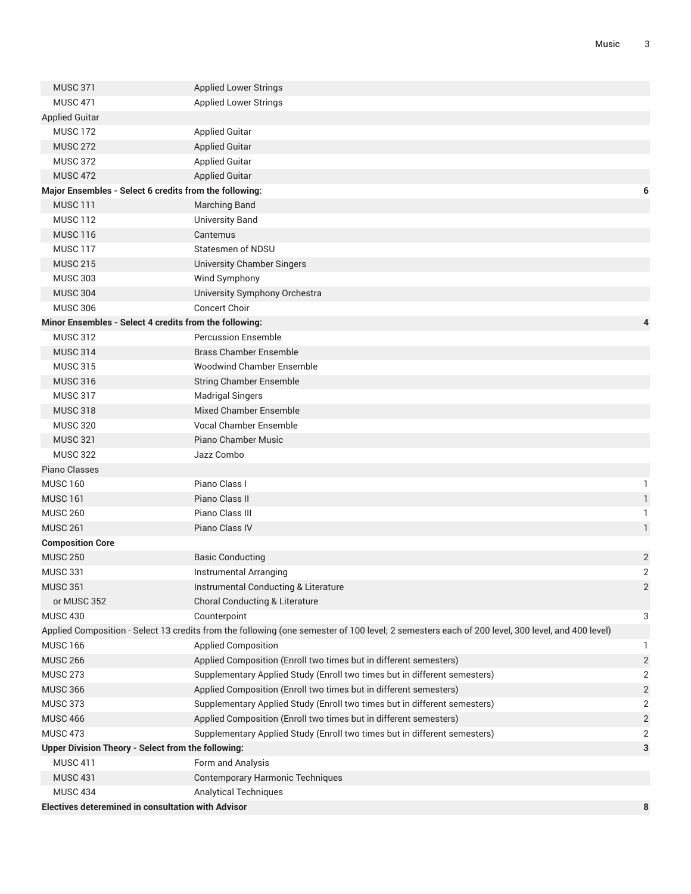| | | |
|---|---|---|
| MUSC 371 | Applied Lower Strings | |
| MUSC 471 | Applied Lower Strings | |
| Applied Guitar | | |
| MUSC 172 | Applied Guitar | |
| MUSC 272 | Applied Guitar | |
| MUSC 372 | Applied Guitar | |
| MUSC 472 | Applied Guitar | |
| **Major Ensembles - Select 6 credits from the following:** | | **6** |
| MUSC 111 | Marching Band | |
| MUSC 112 | University Band | |
| MUSC 116 | Cantemus | |
| MUSC 117 | Statesmen of NDSU | |
| MUSC 215 | University Chamber Singers | |
| MUSC 303 | Wind Symphony | |
| MUSC 304 | University Symphony Orchestra | |
| MUSC 306 | Concert Choir | |
| **Minor Ensembles - Select 4 credits from the following:** | | **4** |
| MUSC 312 | Percussion Ensemble | |
| MUSC 314 | Brass Chamber Ensemble | |
| MUSC 315 | Woodwind Chamber Ensemble | |
| MUSC 316 | String Chamber Ensemble | |
| MUSC 317 | Madrigal Singers | |
| MUSC 318 | Mixed Chamber Ensemble | |
| MUSC 320 | Vocal Chamber Ensemble | |
| MUSC 321 | Piano Chamber Music | |
| MUSC 322 | Jazz Combo | |
| Piano Classes | | |
| MUSC 160 | Piano Class I | 1 |
| MUSC 161 | Piano Class II | 1 |
| MUSC 260 | Piano Class III | 1 |
| MUSC 261 | Piano Class IV | 1 |
| **Composition Core** | | |
| MUSC 250 | Basic Conducting | 2 |
| MUSC 331 | Instrumental Arranging | 2 |
| MUSC 351 | Instrumental Conducting & Literature | 2 |
| or MUSC 352 | Choral Conducting & Literature | |
| MUSC 430 | Counterpoint | 3 |
| Applied Composition - Select 13 credits from the following (one semester of 100 level; 2 semesters each of 200 level, 300 level, and 400 level) | | |
| MUSC 166 | Applied Composition | 1 |
| MUSC 266 | Applied Composition (Enroll two times but in different semesters) | 2 |
| MUSC 273 | Supplementary Applied Study (Enroll two times but in different semesters) | 2 |
| MUSC 366 | Applied Composition (Enroll two times but in different semesters) | 2 |
| MUSC 373 | Supplementary Applied Study (Enroll two times but in different semesters) | 2 |
| MUSC 466 | Applied Composition (Enroll two times but in different semesters) | 2 |
| MUSC 473 | Supplementary Applied Study (Enroll two times but in different semesters) | 2 |
| **Upper Division Theory - Select from the following:** | | **3** |
| MUSC 411 | Form and Analysis | |
| MUSC 431 | Contemporary Harmonic Techniques | |
| MUSC 434 | Analytical Techniques | |
| **Electives deteremined in consultation with Advisor** | | **8** |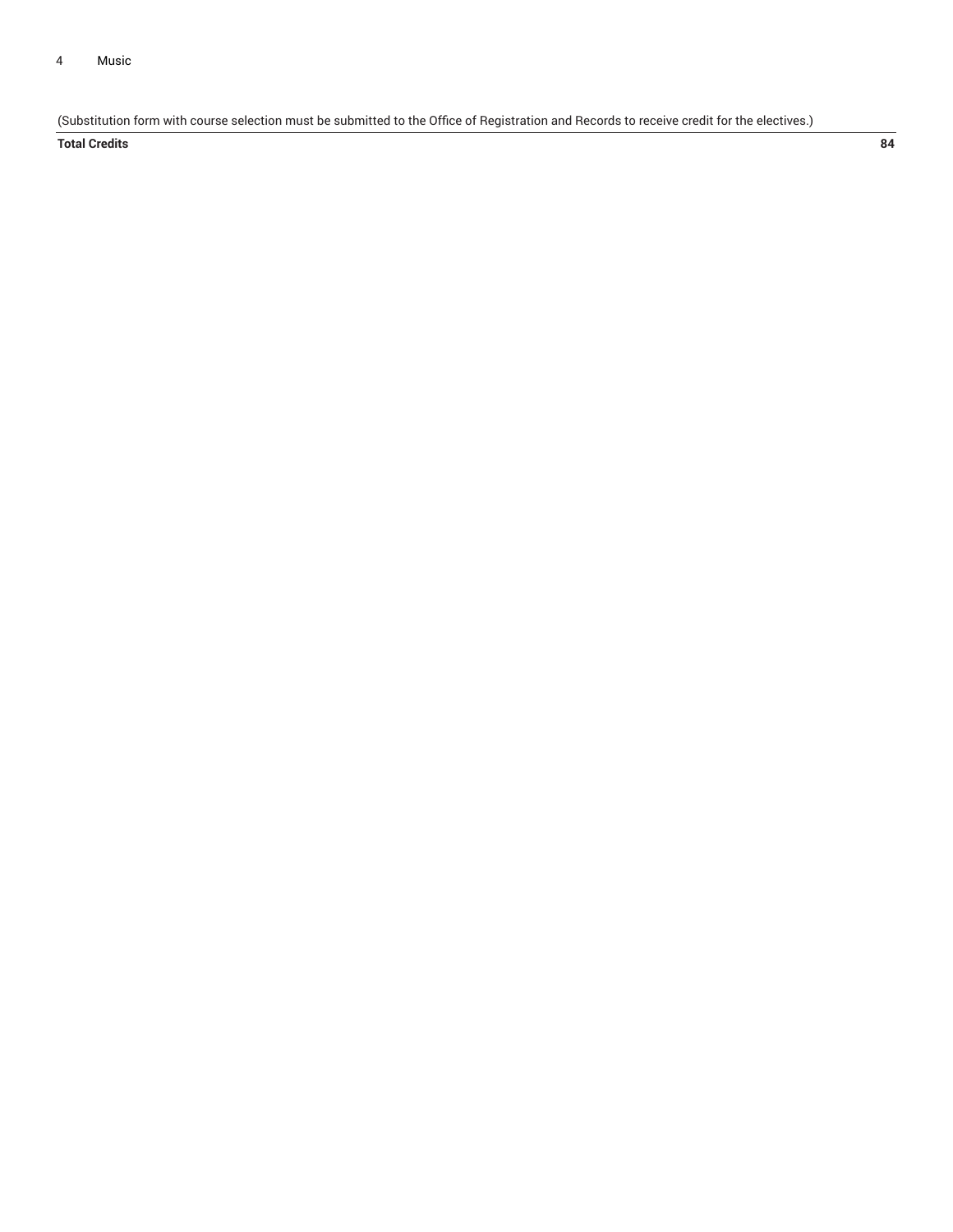(Substitution form with course selection must be submitted to the Office of Registration and Records to receive credit for the electives.)

| | |
|---|---|
| **Total Credits** | **84** |